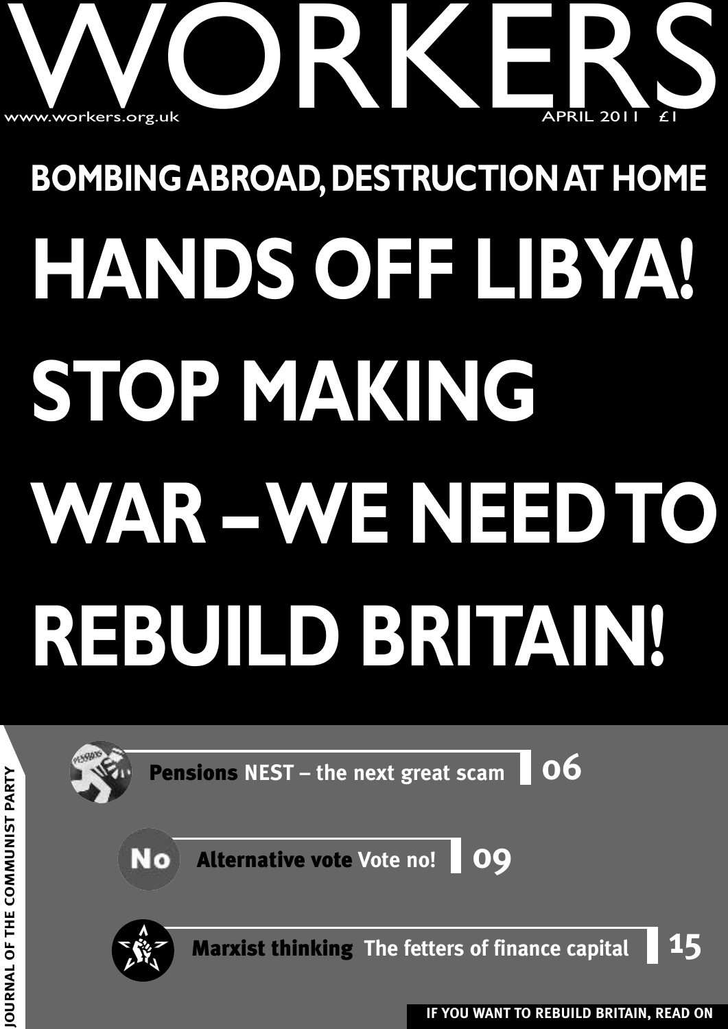# WORKERS

www.workers.org.uk

APRIL 2011 £1

## BOMBING ABROAD, DESTRUCTION AT HOME

# HANDS OFF LIBYA! STOP MAKING WAR – WE NEED TO REBUILD BRITAIN!

JOURNAL OF THE COMMUNIST PARTY

**Pensions** NEST – the next great scam **06**

**Alternative vote** Vote no! **09**

**Marxist thinking** The fetters of finance capital **15**

**IF YOU WANT TO REBUILD BRITAIN, READ ON**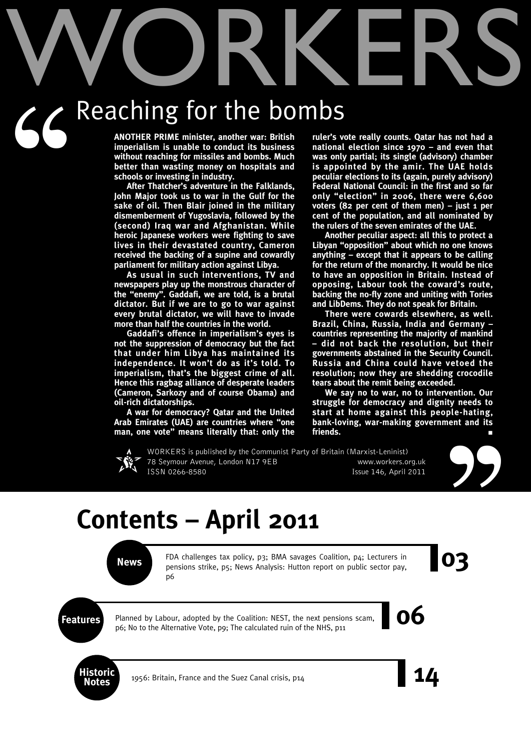# WORKERS

## Reaching for the bombs

**ANOTHER PRIME minister, another war: British imperialism is unable to conduct its business without reaching for missiles and bombs. Much better than wasting money on hospitals and schools or investing in industry.**

**After Thatcher's adventure in the Falklands, John Major took us to war in the Gulf for the sake of oil. Then Blair joined in the military dismemberment of Yugoslavia, followed by the (second) Iraq war and Afghanistan. While heroic Japanese workers were fighting to save lives in their devastated country, Cameron received the backing of a supine and cowardly parliament for military action against Libya.**

**As usual in such interventions, TV and newspapers play up the monstrous character of the "enemy". Gaddafi, we are told, is a brutal dictator. But if we are to go to war against every brutal dictator, we will have to invade more than half the countries in the world.**

**Gaddafi's offence in imperialism's eyes is not the suppression of democracy but the fact that under him Libya has maintained its independence. It won't do as it's told. To imperialism, that's the biggest crime of all. Hence this ragbag alliance of desperate leaders (Cameron, Sarkozy and of course Obama) and oil-rich dictatorships.**

**A war for democracy? Qatar and the United Arab Emirates (UAE) are countries where "one man, one vote" means literally that: only the ruler's vote really counts. Qatar has not had a national election since 1970 – and even that was only partial; its single (advisory) chamber is appointed by the amir. The UAE holds peculiar elections to its (again, purely advisory) Federal National Council: in the first and so far only "election" in 2006, there were 6,600 voters (82 per cent of them men) – just 1 per cent of the population, and all nominated by the rulers of the seven emirates of the UAE.**

**Another peculiar aspect: all this to protect a Libyan "opposition" about which no one knows anything – except that it appears to be calling for the return of the monarchy. It would be nice to have an opposition in Britain. Instead of opposing, Labour took the coward's route, backing the no-fly zone and uniting with Tories and LibDems. They do not speak for Britain.**

**There were cowards elsewhere, as well. Brazil, China, Russia, India and Germany – countries representing the majority of mankind – did not back the resolution, but their governments abstained in the Security Council. Russia and China could have vetoed the resolution; now they are shedding crocodile tears about the remit being exceeded.**

**We say no to war, no to intervention. Our struggle for democracy and dignity needs to start at home against this people-hating, bank-loving, war-making government and its friends.** ■

WORKERS is published by the Communist Party of Britain (Marxist-Leninist)
78 Seymour Avenue, London N17 9EB
www.workers.org.uk
ISSN 0266-8580
Issue 146, April 2011

# Contents – April 2011

**News** — **03**
FDA challenges tax policy, p3; BMA savages Coalition, p4; Lecturers in pensions strike, p5; News Analysis: Hutton report on public sector pay, p6

**Features** — **06**
Planned by Labour, adopted by the Coalition: NEST, the next pensions scam, p6; No to the Alternative Vote, p9; The calculated ruin of the NHS, p11

**Historic Notes** — **14**
1956: Britain, France and the Suez Canal crisis, p14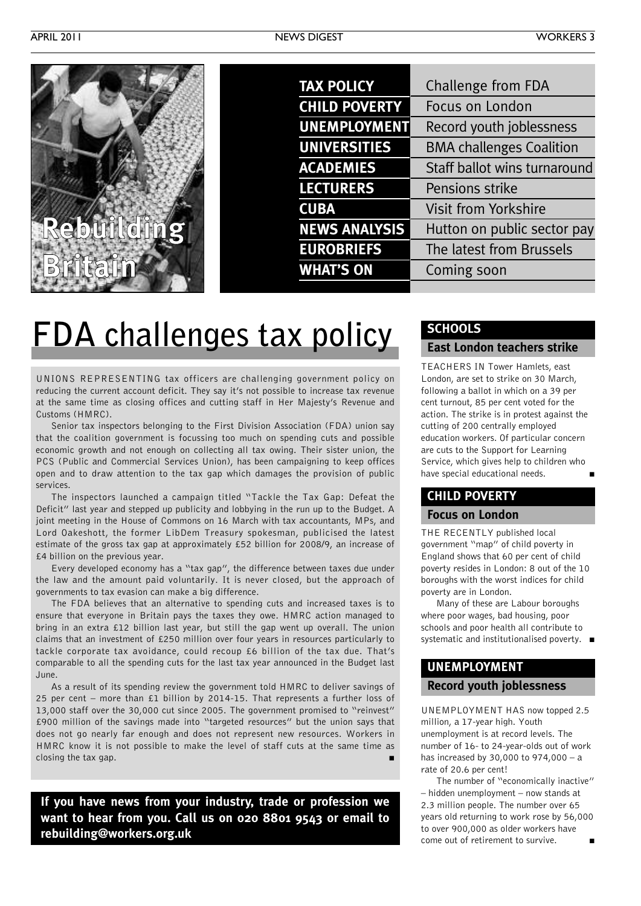**Rebuilding Britain**

| | |
|---|---|
| **TAX POLICY** | Challenge from FDA |
| **CHILD POVERTY** | Focus on London |
| **UNEMPLOYMENT** | Record youth joblessness |
| **UNIVERSITIES** | BMA challenges Coalition |
| **ACADEMIES** | Staff ballot wins turnaround |
| **LECTURERS** | Pensions strike |
| **CUBA** | Visit from Yorkshire |
| **NEWS ANALYSIS** | Hutton on public sector pay |
| **EUROBRIEFS** | The latest from Brussels |
| **WHAT'S ON** | Coming soon |

# FDA challenges tax policy

UNIONS REPRESENTING tax officers are challenging government policy on reducing the current account deficit. They say it's not possible to increase tax revenue at the same time as closing offices and cutting staff in Her Majesty's Revenue and Customs (HMRC).

Senior tax inspectors belonging to the First Division Association (FDA) union say that the coalition government is focussing too much on spending cuts and possible economic growth and not enough on collecting all tax owing. Their sister union, the PCS (Public and Commercial Services Union), has been campaigning to keep offices open and to draw attention to the tax gap which damages the provision of public services.

The inspectors launched a campaign titled "Tackle the Tax Gap: Defeat the Deficit" last year and stepped up publicity and lobbying in the run up to the Budget. A joint meeting in the House of Commons on 16 March with tax accountants, MPs, and Lord Oakeshott, the former LibDem Treasury spokesman, publicised the latest estimate of the gross tax gap at approximately £52 billion for 2008/9, an increase of £4 billion on the previous year.

Every developed economy has a "tax gap", the difference between taxes due under the law and the amount paid voluntarily. It is never closed, but the approach of governments to tax evasion can make a big difference.

The FDA believes that an alternative to spending cuts and increased taxes is to ensure that everyone in Britain pays the taxes they owe. HMRC action managed to bring in an extra £12 billion last year, but still the gap went up overall. The union claims that an investment of £250 million over four years in resources particularly to tackle corporate tax avoidance, could recoup £6 billion of the tax due. That's comparable to all the spending cuts for the last tax year announced in the Budget last June.

As a result of its spending review the government told HMRC to deliver savings of 25 per cent – more than £1 billion by 2014-15. That represents a further loss of 13,000 staff over the 30,000 cut since 2005. The government promised to "reinvest" £900 million of the savings made into "targeted resources" but the union says that does not go nearly far enough and does not represent new resources. Workers in HMRC know it is not possible to make the level of staff cuts at the same time as closing the tax gap. ■

**If you have news from your industry, trade or profession we want to hear from you. Call us on 020 8801 9543 or email to rebuilding@workers.org.uk**

## SCHOOLS

### East London teachers strike

TEACHERS IN Tower Hamlets, east London, are set to strike on 30 March, following a ballot in which on a 39 per cent turnout, 85 per cent voted for the action. The strike is in protest against the cutting of 200 centrally employed education workers. Of particular concern are cuts to the Support for Learning Service, which gives help to children who have special educational needs. ■

## CHILD POVERTY

### Focus on London

THE RECENTLY published local government "map" of child poverty in England shows that 60 per cent of child poverty resides in London: 8 out of the 10 boroughs with the worst indices for child poverty are in London.

Many of these are Labour boroughs where poor wages, bad housing, poor schools and poor health all contribute to systematic and institutionalised poverty. ■

## UNEMPLOYMENT

### Record youth joblessness

UNEMPLOYMENT HAS now topped 2.5 million, a 17-year high. Youth unemployment is at record levels. The number of 16- to 24-year-olds out of work has increased by 30,000 to 974,000 – a rate of 20.6 per cent!

The number of "economically inactive" – hidden unemployment – now stands at 2.3 million people. The number over 65 years old returning to work rose by 56,000 to over 900,000 as older workers have come out of retirement to survive. ■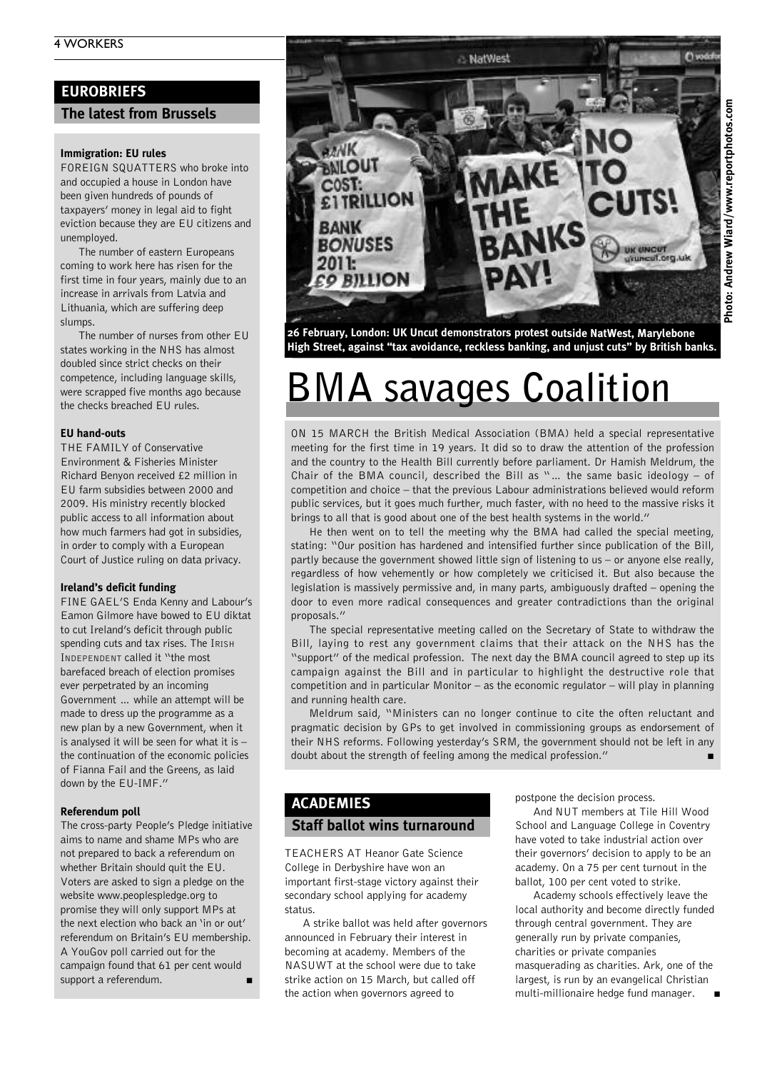## EUROBRIEFS

### The latest from Brussels

**Immigration: EU rules**

FOREIGN SQUATTERS who broke into and occupied a house in London have been given hundreds of pounds of taxpayers' money in legal aid to fight eviction because they are EU citizens and unemployed.

The number of eastern Europeans coming to work here has risen for the first time in four years, mainly due to an increase in arrivals from Latvia and Lithuania, which are suffering deep slumps.

The number of nurses from other EU states working in the NHS has almost doubled since strict checks on their competence, including language skills, were scrapped five months ago because the checks breached EU rules.

**EU hand-outs**

THE FAMILY of Conservative Environment & Fisheries Minister Richard Benyon received £2 million in EU farm subsidies between 2000 and 2009. His ministry recently blocked public access to all information about how much farmers had got in subsidies, in order to comply with a European Court of Justice ruling on data privacy.

**Ireland's deficit funding**

FINE GAEL'S Enda Kenny and Labour's Eamon Gilmore have bowed to EU diktat to cut Ireland's deficit through public spending cuts and tax rises. The IRISH INDEPENDENT called it "the most barefaced breach of election promises ever perpetrated by an incoming Government ... while an attempt will be made to dress up the programme as a new plan by a new Government, when it is analysed it will be seen for what it is – the continuation of the economic policies of Fianna Fail and the Greens, as laid down by the EU-IMF."

**Referendum poll**

The cross-party People's Pledge initiative aims to name and shame MPs who are not prepared to back a referendum on whether Britain should quit the EU. Voters are asked to sign a pledge on the website www.peoplespledge.org to promise they will only support MPs at the next election who back an 'in or out' referendum on Britain's EU membership. A YouGov poll carried out for the campaign found that 61 per cent would support a referendum. ■

Photo: Andrew Wiard/www.reportphotos.com

**26 February, London: UK Uncut demonstrators protest outside NatWest, Marylebone High Street, against "tax avoidance, reckless banking, and unjust cuts" by British banks.**

# BMA savages Coalition

ON 15 MARCH the British Medical Association (BMA) held a special representative meeting for the first time in 19 years. It did so to draw the attention of the profession and the country to the Health Bill currently before parliament. Dr Hamish Meldrum, the Chair of the BMA council, described the Bill as "... the same basic ideology – of competition and choice – that the previous Labour administrations believed would reform public services, but it goes much further, much faster, with no heed to the massive risks it brings to all that is good about one of the best health systems in the world."

He then went on to tell the meeting why the BMA had called the special meeting, stating: "Our position has hardened and intensified further since publication of the Bill, partly because the government showed little sign of listening to us – or anyone else really, regardless of how vehemently or how completely we criticised it. But also because the legislation is massively permissive and, in many parts, ambiguously drafted – opening the door to even more radical consequences and greater contradictions than the original proposals."

The special representative meeting called on the Secretary of State to withdraw the Bill, laying to rest any government claims that their attack on the NHS has the "support" of the medical profession. The next day the BMA council agreed to step up its campaign against the Bill and in particular to highlight the destructive role that competition and in particular Monitor – as the economic regulator – will play in planning and running health care.

Meldrum said, "Ministers can no longer continue to cite the often reluctant and pragmatic decision by GPs to get involved in commissioning groups as endorsement of their NHS reforms. Following yesterday's SRM, the government should not be left in any doubt about the strength of feeling among the medical profession." ■

## ACADEMIES

### Staff ballot wins turnaround

TEACHERS AT Heanor Gate Science College in Derbyshire have won an important first-stage victory against their secondary school applying for academy status.

A strike ballot was held after governors announced in February their interest in becoming at academy. Members of the NASUWT at the school were due to take strike action on 15 March, but called off the action when governors agreed to postpone the decision process.

And NUT members at Tile Hill Wood School and Language College in Coventry have voted to take industrial action over their governors' decision to apply to be an academy. On a 75 per cent turnout in the ballot, 100 per cent voted to strike.

Academy schools effectively leave the local authority and become directly funded through central government. They are generally run by private companies, charities or private companies masquerading as charities. Ark, one of the largest, is run by an evangelical Christian multi-millionaire hedge fund manager. ■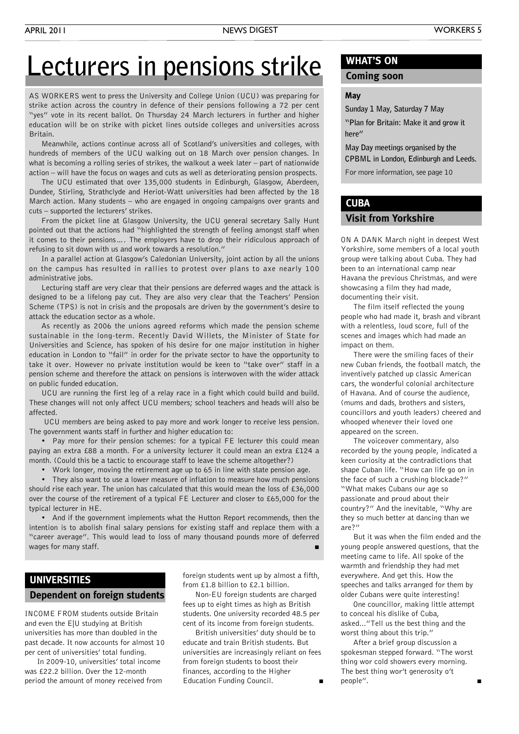# Lecturers in pensions strike

AS WORKERS went to press the University and College Union (UCU) was preparing for strike action across the country in defence of their pensions following a 72 per cent "yes" vote in its recent ballot. On Thursday 24 March lecturers in further and higher education will be on strike with picket lines outside colleges and universities across Britain.

Meanwhile, actions continue across all of Scotland's universities and colleges, with hundreds of members of the UCU walking out on 18 March over pension changes. In what is becoming a rolling series of strikes, the walkout a week later – part of nationwide action – will have the focus on wages and cuts as well as deteriorating pension prospects.

The UCU estimated that over 135,000 students in Edinburgh, Glasgow, Aberdeen, Dundee, Stirling, Strathclyde and Heriot-Watt universities had been affected by the 18 March action. Many students – who are engaged in ongoing campaigns over grants and cuts – supported the lecturers' strikes.

From the picket line at Glasgow University, the UCU general secretary Sally Hunt pointed out that the actions had "highlighted the strength of feeling amongst staff when it comes to their pensions…. The employers have to drop their ridiculous approach of refusing to sit down with us and work towards a resolution."

In a parallel action at Glasgow's Caledonian University, joint action by all the unions on the campus has resulted in rallies to protest over plans to axe nearly 100 administrative jobs.

Lecturing staff are very clear that their pensions are deferred wages and the attack is designed to be a lifelong pay cut. They are also very clear that the Teachers' Pension Scheme (TPS) is not in crisis and the proposals are driven by the government's desire to attack the education sector as a whole.

As recently as 2006 the unions agreed reforms which made the pension scheme sustainable in the long-term. Recently David Willets, the Minister of State for Universities and Science, has spoken of his desire for one major institution in higher education in London to "fail" in order for the private sector to have the opportunity to take it over. However no private institution would be keen to "take over" staff in a pension scheme and therefore the attack on pensions is interwoven with the wider attack on public funded education.

UCU are running the first leg of a relay race in a fight which could build and build. These changes will not only affect UCU members; school teachers and heads will also be affected.

UCU members are being asked to pay more and work longer to receive less pension. The government wants staff in further and higher education to:

- Pay more for their pension schemes: for a typical FE lecturer this could mean paying an extra £88 a month. For a university lecturer it could mean an extra £124 a month. (Could this be a tactic to encourage staff to leave the scheme altogether?)
- Work longer, moving the retirement age up to 65 in line with state pension age.
- They also want to use a lower measure of inflation to measure how much pensions should rise each year. The union has calculated that this would mean the loss of £36,000 over the course of the retirement of a typical FE Lecturer and closer to £65,000 for the typical lecturer in HE.
- And if the government implements what the Hutton Report recommends, then the intention is to abolish final salary pensions for existing staff and replace them with a "career average". This would lead to loss of many thousand pounds more of deferred wages for many staff. ■

## UNIVERSITIES

### Dependent on foreign students

INCOME FROM students outside Britain and even the E|U studying at British universities has more than doubled in the past decade. It now accounts for almost 10 per cent of universities' total funding.

In 2009-10, universities' total income was £22.2 billion. Over the 12-month period the amount of money received from foreign students went up by almost a fifth, from £1.8 billion to £2.1 billion.

Non-EU foreign students are charged fees up to eight times as high as British students. One university recorded 48.5 per cent of its income from foreign students.

British universities' duty should be to educate and train British students. But universities are increasingly reliant on fees from foreign students to boost their finances, according to the Higher Education Funding Council. ■

## WHAT'S ON

### Coming soon

**May**

**Sunday 1 May, Saturday 7 May**

**"Plan for Britain: Make it and grow it here"**

**May Day meetings organised by the CPBML in London, Edinburgh and Leeds.**

For more information, see page 10

## CUBA

### Visit from Yorkshire

ON A DANK March night in deepest West Yorkshire, some members of a local youth group were talking about Cuba. They had been to an international camp near Havana the previous Christmas, and were showcasing a film they had made, documenting their visit.

The film itself reflected the young people who had made it, brash and vibrant with a relentless, loud score, full of the scenes and images which had made an impact on them.

There were the smiling faces of their new Cuban friends, the football match, the inventively patched up classic American cars, the wonderful colonial architecture of Havana. And of course the audience, (mums and dads, brothers and sisters, councillors and youth leaders) cheered and whooped whenever their loved one appeared on the screen.

The voiceover commentary, also recorded by the young people, indicated a keen curiosity at the contradictions that shape Cuban life. "How can life go on in the face of such a crushing blockade?" "What makes Cubans our age so passionate and proud about their country?" And the inevitable, "Why are they so much better at dancing than we are?"

But it was when the film ended and the young people answered questions, that the meeting came to life. All spoke of the warmth and friendship they had met everywhere. And get this. How the speeches and talks arranged for them by older Cubans were quite interesting!

One councillor, making little attempt to conceal his dislike of Cuba, asked…"Tell us the best thing and the worst thing about this trip."

After a brief group discussion a spokesman stepped forward. "The worst thing wor cold showers every morning. The best thing wor't generosity o't people". ■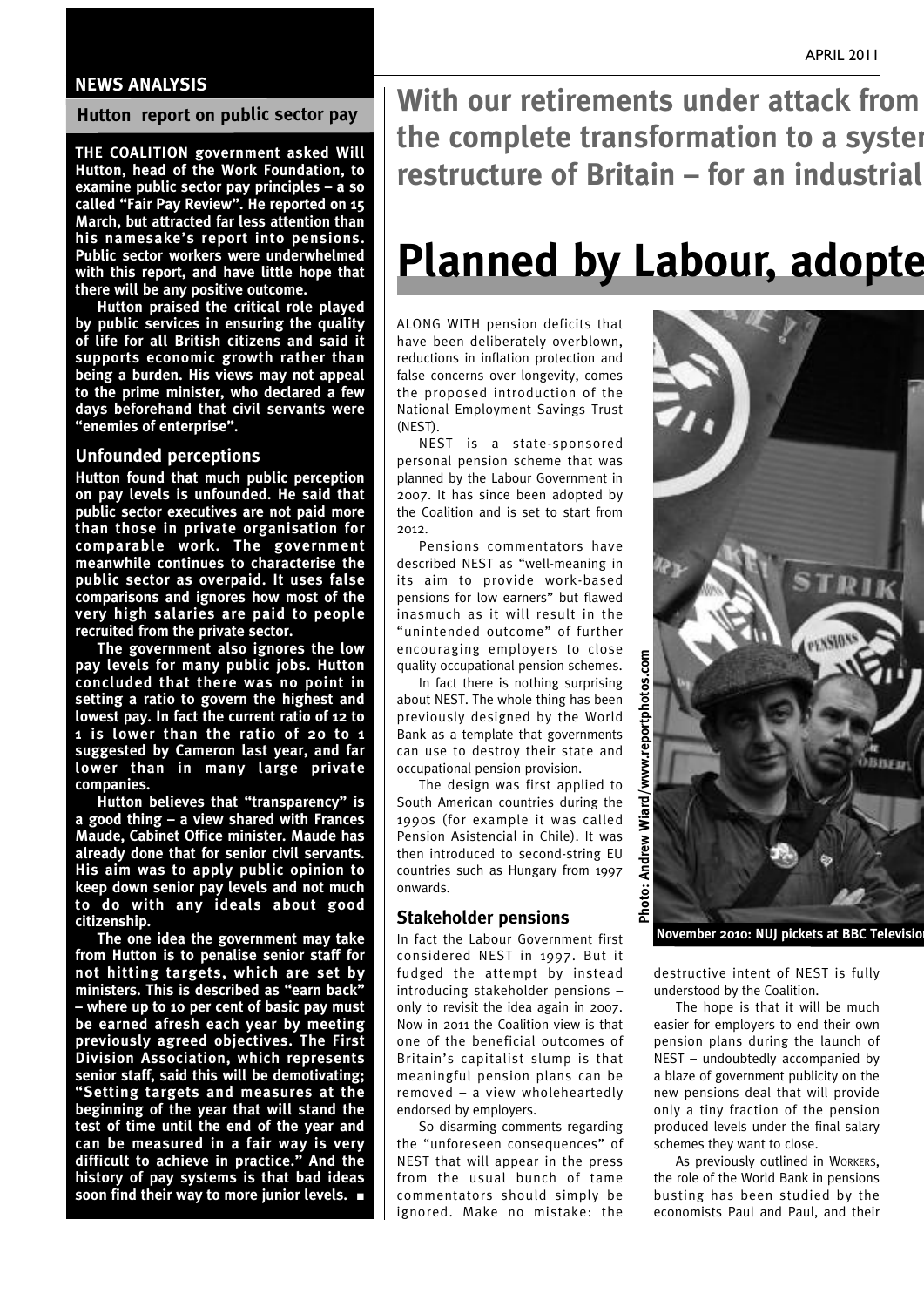## NEWS ANALYSIS

### Hutton report on public sector pay

**THE COALITION government asked Will Hutton, head of the Work Foundation, to examine public sector pay principles – a so called "Fair Pay Review". He reported on 15 March, but attracted far less attention than his namesake's report into pensions. Public sector workers were underwhelmed with this report, and have little hope that there will be any positive outcome.**

**Hutton praised the critical role played by public services in ensuring the quality of life for all British citizens and said it supports economic growth rather than being a burden. His views may not appeal to the prime minister, who declared a few days beforehand that civil servants were "enemies of enterprise".**

### Unfounded perceptions

**Hutton found that much public perception on pay levels is unfounded. He said that public sector executives are not paid more than those in private organisation for comparable work. The government meanwhile continues to characterise the public sector as overpaid. It uses false comparisons and ignores how most of the very high salaries are paid to people recruited from the private sector.**

**The government also ignores the low pay levels for many public jobs. Hutton concluded that there was no point in setting a ratio to govern the highest and lowest pay. In fact the current ratio of 12 to 1 is lower than the ratio of 20 to 1 suggested by Cameron last year, and far lower than in many large private companies.**

**Hutton believes that "transparency" is a good thing – a view shared with Frances Maude, Cabinet Office minister. Maude has already done that for senior civil servants. His aim was to apply public opinion to keep down senior pay levels and not much to do with any ideals about good citizenship.**

**The one idea the government may take from Hutton is to penalise senior staff for not hitting targets, which are set by ministers. This is described as "earn back" – where up to 10 per cent of basic pay must be earned afresh each year by meeting previously agreed objectives. The First Division Association, which represents senior staff, said this will be demotivating; "Setting targets and measures at the beginning of the year that will stand the test of time until the end of the year and can be measured in a fair way is very difficult to achieve in practice." And the history of pay systems is that bad ideas soon find their way to more junior levels. ■**

---

**With our retirements under attack from the complete transformation to a system restructure of Britain – for an industrial**

# Planned by Labour, adopte

ALONG WITH pension deficits that have been deliberately overblown, reductions in inflation protection and false concerns over longevity, comes the proposed introduction of the National Employment Savings Trust (NEST).

NEST is a state-sponsored personal pension scheme that was planned by the Labour Government in 2007. It has since been adopted by the Coalition and is set to start from 2012.

Pensions commentators have described NEST as "well-meaning in its aim to provide work-based pensions for low earners" but flawed inasmuch as it will result in the "unintended outcome" of further encouraging employers to close quality occupational pension schemes.

In fact there is nothing surprising about NEST. The whole thing has been previously designed by the World Bank as a template that governments can use to destroy their state and occupational pension provision.

The design was first applied to South American countries during the 1990s (for example it was called Pension Asistencial in Chile). It was then introduced to second-string EU countries such as Hungary from 1997 onwards.

### Stakeholder pensions

In fact the Labour Government first considered NEST in 1997. But it fudged the attempt by instead introducing stakeholder pensions – only to revisit the idea again in 2007. Now in 2011 the Coalition view is that one of the beneficial outcomes of Britain's capitalist slump is that meaningful pension plans can be removed – a view wholeheartedly endorsed by employers.

So disarming comments regarding the "unforeseen consequences" of NEST that will appear in the press from the usual bunch of tame commentators should simply be ignored. Make no mistake: the destructive intent of NEST is fully understood by the Coalition.

The hope is that it will be much easier for employers to end their own pension plans during the launch of NEST – undoubtedly accompanied by a blaze of government publicity on the new pensions deal that will provide only a tiny fraction of the pension produced levels under the final salary schemes they want to close.

As previously outlined in WORKERS, the role of the World Bank in pensions busting has been studied by the economists Paul and Paul, and their

Photo: Andrew Wiard/www.reportphotos.com

**November 2010: NUJ pickets at BBC Televisio**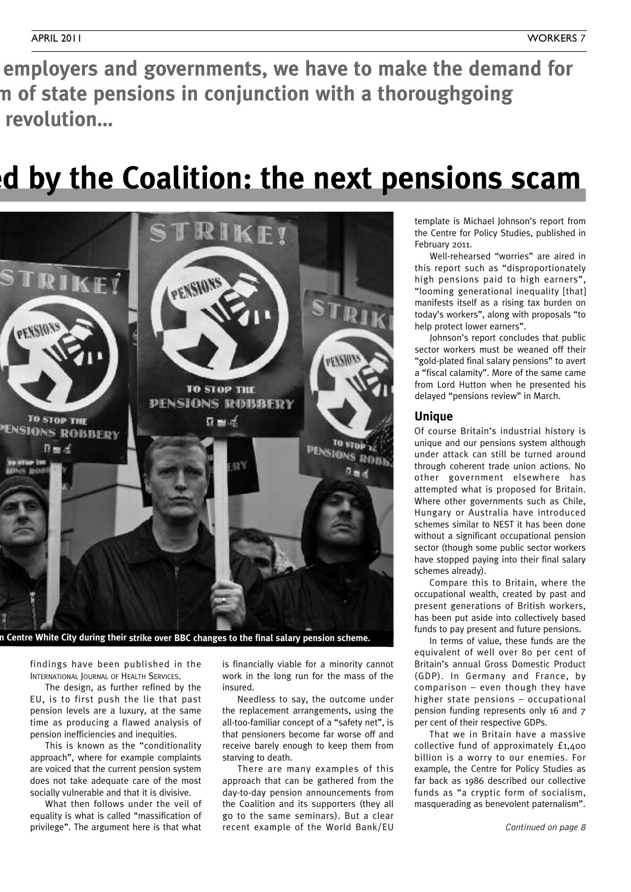employers and governments, we have to make the demand for m of state pensions in conjunction with a thoroughgoing revolution...

# d by the Coalition: the next pensions scam

n Centre White City during their strike over BBC changes to the final salary pension scheme.

findings have been published in the International Journal of Health Services.

The design, as further refined by the EU, is to first push the lie that past pension levels are a luxury, at the same time as producing a flawed analysis of pension inefficiencies and inequities.

This is known as the "conditionality approach", where for example complaints are voiced that the current pension system does not take adequate care of the most socially vulnerable and that it is divisive.

What then follows under the veil of equality is what is called "massification of privilege". The argument here is that what is financially viable for a minority cannot work in the long run for the mass of the insured.

Needless to say, the outcome under the replacement arrangements, using the all-too-familiar concept of a "safety net", is that pensioners become far worse off and receive barely enough to keep them from starving to death.

There are many examples of this approach that can be gathered from the day-to-day pension announcements from the Coalition and its supporters (they all go to the same seminars). But a clear recent example of the World Bank/EU template is Michael Johnson's report from the Centre for Policy Studies, published in February 2011.

Well-rehearsed "worries" are aired in this report such as "disproportionately high pensions paid to high earners", "looming generational inequality [that] manifests itself as a rising tax burden on today's workers", along with proposals "to help protect lower earners".

Johnson's report concludes that public sector workers must be weaned off their "gold-plated final salary pensions" to avert a "fiscal calamity". More of the same came from Lord Hutton when he presented his delayed "pensions review" in March.

## Unique

Of course Britain's industrial history is unique and our pensions system although under attack can still be turned around through coherent trade union actions. No other government elsewhere has attempted what is proposed for Britain. Where other governments such as Chile, Hungary or Australia have introduced schemes similar to NEST it has been done without a significant occupational pension sector (though some public sector workers have stopped paying into their final salary schemes already).

Compare this to Britain, where the occupational wealth, created by past and present generations of British workers, has been put aside into collectively based funds to pay present and future pensions.

In terms of value, these funds are the equivalent of well over 80 per cent of Britain's annual Gross Domestic Product (GDP). In Germany and France, by comparison – even though they have higher state pensions – occupational pension funding represents only 16 and 7 per cent of their respective GDPs.

That we in Britain have a massive collective fund of approximately £1,400 billion is a worry to our enemies. For example, the Centre for Policy Studies as far back as 1986 described our collective funds as "a cryptic form of socialism, masquerading as benevolent paternalism".

*Continued on page 8*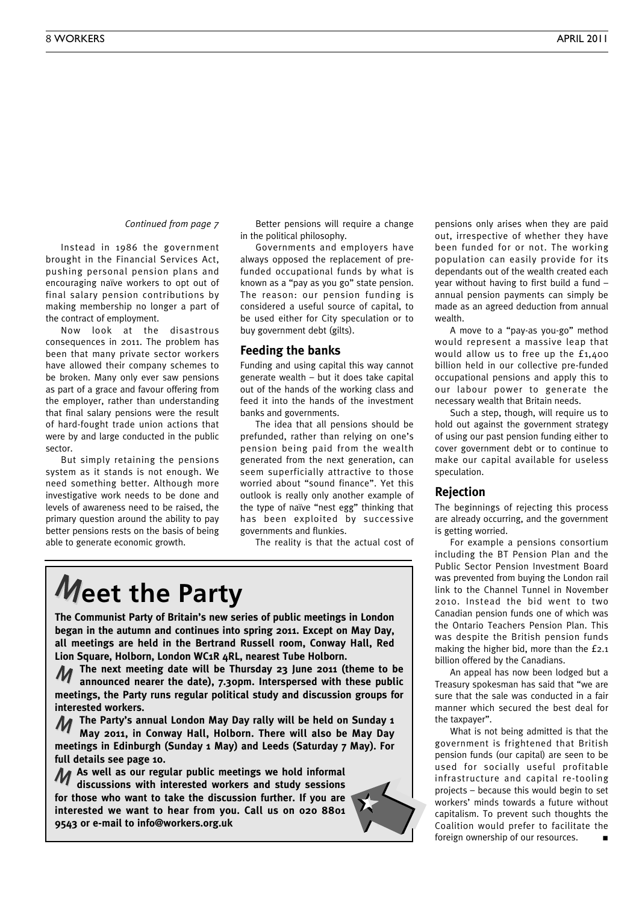*Continued from page 7*

Instead in 1986 the government brought in the Financial Services Act, pushing personal pension plans and encouraging naïve workers to opt out of final salary pension contributions by making membership no longer a part of the contract of employment.

Now look at the disastrous consequences in 2011. The problem has been that many private sector workers have allowed their company schemes to be broken. Many only ever saw pensions as part of a grace and favour offering from the employer, rather than understanding that final salary pensions were the result of hard-fought trade union actions that were by and large conducted in the public sector.

But simply retaining the pensions system as it stands is not enough. We need something better. Although more investigative work needs to be done and levels of awareness need to be raised, the primary question around the ability to pay better pensions rests on the basis of being able to generate economic growth.

Better pensions will require a change in the political philosophy.

Governments and employers have always opposed the replacement of pre-funded occupational funds by what is known as a "pay as you go" state pension. The reason: our pension funding is considered a useful source of capital, to be used either for City speculation or to buy government debt (gilts).

## Feeding the banks

Funding and using capital this way cannot generate wealth – but it does take capital out of the hands of the working class and feed it into the hands of the investment banks and governments.

The idea that all pensions should be prefunded, rather than relying on one's pension being paid from the wealth generated from the next generation, can seem superficially attractive to those worried about "sound finance". Yet this outlook is really only another example of the type of naïve "nest egg" thinking that has been exploited by successive governments and flunkies.

The reality is that the actual cost of pensions only arises when they are paid out, irrespective of whether they have been funded for or not. The working population can easily provide for its dependants out of the wealth created each year without having to first build a fund – annual pension payments can simply be made as an agreed deduction from annual wealth.

A move to a "pay-as you-go" method would represent a massive leap that would allow us to free up the £1,400 billion held in our collective pre-funded occupational pensions and apply this to our labour power to generate the necessary wealth that Britain needs.

Such a step, though, will require us to hold out against the government strategy of using our past pension funding either to cover government debt or to continue to make our capital available for useless speculation.

## Rejection

The beginnings of rejecting this process are already occurring, and the government is getting worried.

For example a pensions consortium including the BT Pension Plan and the Public Sector Pension Investment Board was prevented from buying the London rail link to the Channel Tunnel in November 2010. Instead the bid went to two Canadian pension funds one of which was the Ontario Teachers Pension Plan. This was despite the British pension funds making the higher bid, more than the £2.1 billion offered by the Canadians.

An appeal has now been lodged but a Treasury spokesman has said that "we are sure that the sale was conducted in a fair manner which secured the best deal for the taxpayer".

What is not being admitted is that the government is frightened that British pension funds (our capital) are seen to be used for socially useful profitable infrastructure and capital re-tooling projects – because this would begin to set workers' minds towards a future without capitalism. To prevent such thoughts the Coalition would prefer to facilitate the foreign ownership of our resources. ■

# Meet the Party

**The Communist Party of Britain's new series of public meetings in London began in the autumn and continues into spring 2011. Except on May Day, all meetings are held in the Bertrand Russell room, Conway Hall, Red Lion Square, Holborn, London WC1R 4RL, nearest Tube Holborn.**

**The next meeting date will be Thursday 23 June 2011 (theme to be announced nearer the date), 7.30pm. Interspersed with these public meetings, the Party runs regular political study and discussion groups for interested workers.**

**The Party's annual London May Day rally will be held on Sunday 1 May 2011, in Conway Hall, Holborn. There will also be May Day meetings in Edinburgh (Sunday 1 May) and Leeds (Saturday 7 May). For full details see page 10.**

**As well as our regular public meetings we hold informal discussions with interested workers and study sessions for those who want to take the discussion further. If you are interested we want to hear from you. Call us on 020 8801 9543 or e-mail to info@workers.org.uk**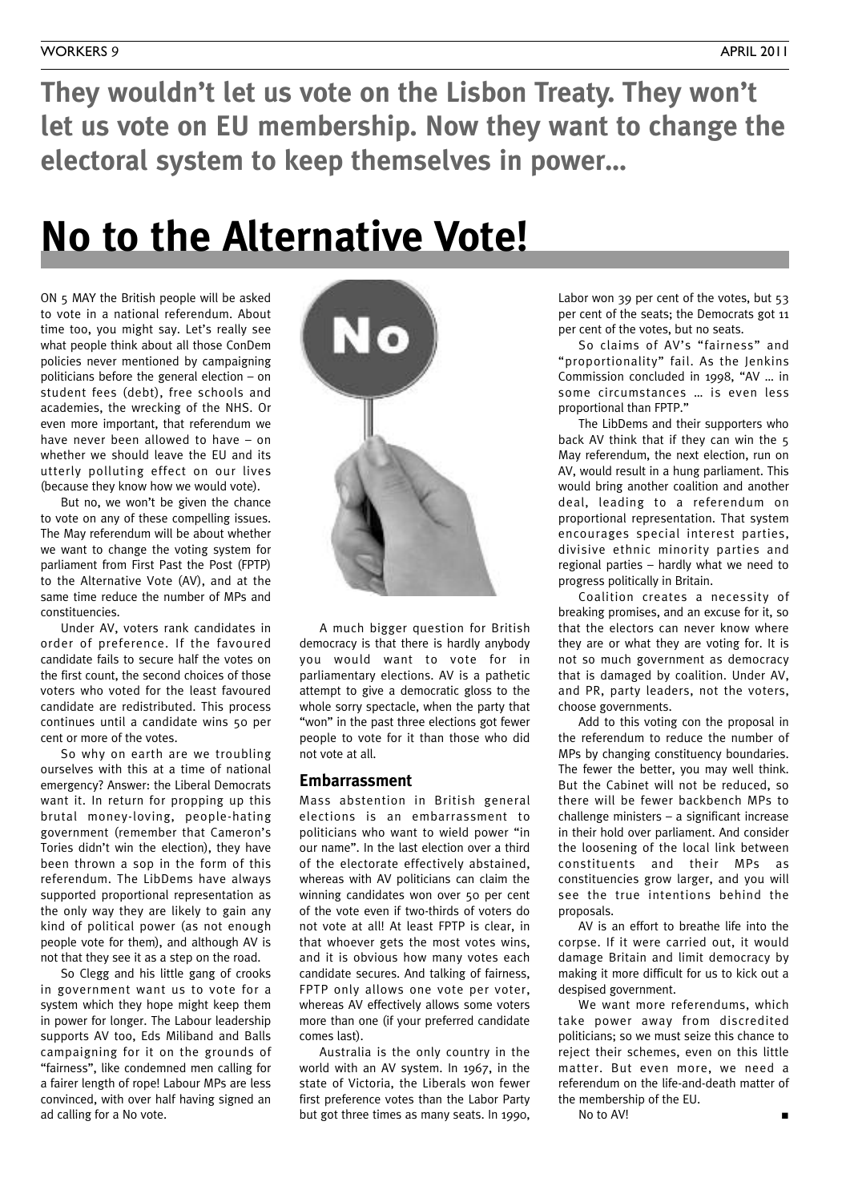**They wouldn't let us vote on the Lisbon Treaty. They won't let us vote on EU membership. Now they want to change the electoral system to keep themselves in power...**

# No to the Alternative Vote!

ON 5 MAY the British people will be asked to vote in a national referendum. About time too, you might say. Let's really see what people think about all those ConDem policies never mentioned by campaigning politicians before the general election – on student fees (debt), free schools and academies, the wrecking of the NHS. Or even more important, that referendum we have never been allowed to have – on whether we should leave the EU and its utterly polluting effect on our lives (because they know how we would vote).

But no, we won't be given the chance to vote on any of these compelling issues. The May referendum will be about whether we want to change the voting system for parliament from First Past the Post (FPTP) to the Alternative Vote (AV), and at the same time reduce the number of MPs and constituencies.

Under AV, voters rank candidates in order of preference. If the favoured candidate fails to secure half the votes on the first count, the second choices of those voters who voted for the least favoured candidate are redistributed. This process continues until a candidate wins 50 per cent or more of the votes.

So why on earth are we troubling ourselves with this at a time of national emergency? Answer: the Liberal Democrats want it. In return for propping up this brutal money-loving, people-hating government (remember that Cameron's Tories didn't win the election), they have been thrown a sop in the form of this referendum. The LibDems have always supported proportional representation as the only way they are likely to gain any kind of political power (as not enough people vote for them), and although AV is not that they see it as a step on the road.

So Clegg and his little gang of crooks in government want us to vote for a system which they hope might keep them in power for longer. The Labour leadership supports AV too, Eds Miliband and Balls campaigning for it on the grounds of "fairness", like condemned men calling for a fairer length of rope! Labour MPs are less convinced, with over half having signed an ad calling for a No vote.

A much bigger question for British democracy is that there is hardly anybody you would want to vote for in parliamentary elections. AV is a pathetic attempt to give a democratic gloss to the whole sorry spectacle, when the party that "won" in the past three elections got fewer people to vote for it than those who did not vote at all.

### Embarrassment

Mass abstention in British general elections is an embarrassment to politicians who want to wield power "in our name". In the last election over a third of the electorate effectively abstained, whereas with AV politicians can claim the winning candidates won over 50 per cent of the vote even if two-thirds of voters do not vote at all! At least FPTP is clear, in that whoever gets the most votes wins, and it is obvious how many votes each candidate secures. And talking of fairness, FPTP only allows one vote per voter, whereas AV effectively allows some voters more than one (if your preferred candidate comes last).

Australia is the only country in the world with an AV system. In 1967, in the state of Victoria, the Liberals won fewer first preference votes than the Labor Party but got three times as many seats. In 1990, Labor won 39 per cent of the votes, but 53 per cent of the seats; the Democrats got 11 per cent of the votes, but no seats.

So claims of AV's "fairness" and "proportionality" fail. As the Jenkins Commission concluded in 1998, "AV … in some circumstances … is even less proportional than FPTP."

The LibDems and their supporters who back AV think that if they can win the 5 May referendum, the next election, run on AV, would result in a hung parliament. This would bring another coalition and another deal, leading to a referendum on proportional representation. That system encourages special interest parties, divisive ethnic minority parties and regional parties – hardly what we need to progress politically in Britain.

Coalition creates a necessity of breaking promises, and an excuse for it, so that the electors can never know where they are or what they are voting for. It is not so much government as democracy that is damaged by coalition. Under AV, and PR, party leaders, not the voters, choose governments.

Add to this voting con the proposal in the referendum to reduce the number of MPs by changing constituency boundaries. The fewer the better, you may well think. But the Cabinet will not be reduced, so there will be fewer backbench MPs to challenge ministers – a significant increase in their hold over parliament. And consider the loosening of the local link between constituents and their MPs as constituencies grow larger, and you will see the true intentions behind the proposals.

AV is an effort to breathe life into the corpse. If it were carried out, it would damage Britain and limit democracy by making it more difficult for us to kick out a despised government.

We want more referendums, which take power away from discredited politicians; so we must seize this chance to reject their schemes, even on this little matter. But even more, we need a referendum on the life-and-death matter of the membership of the EU.

No to AV! ■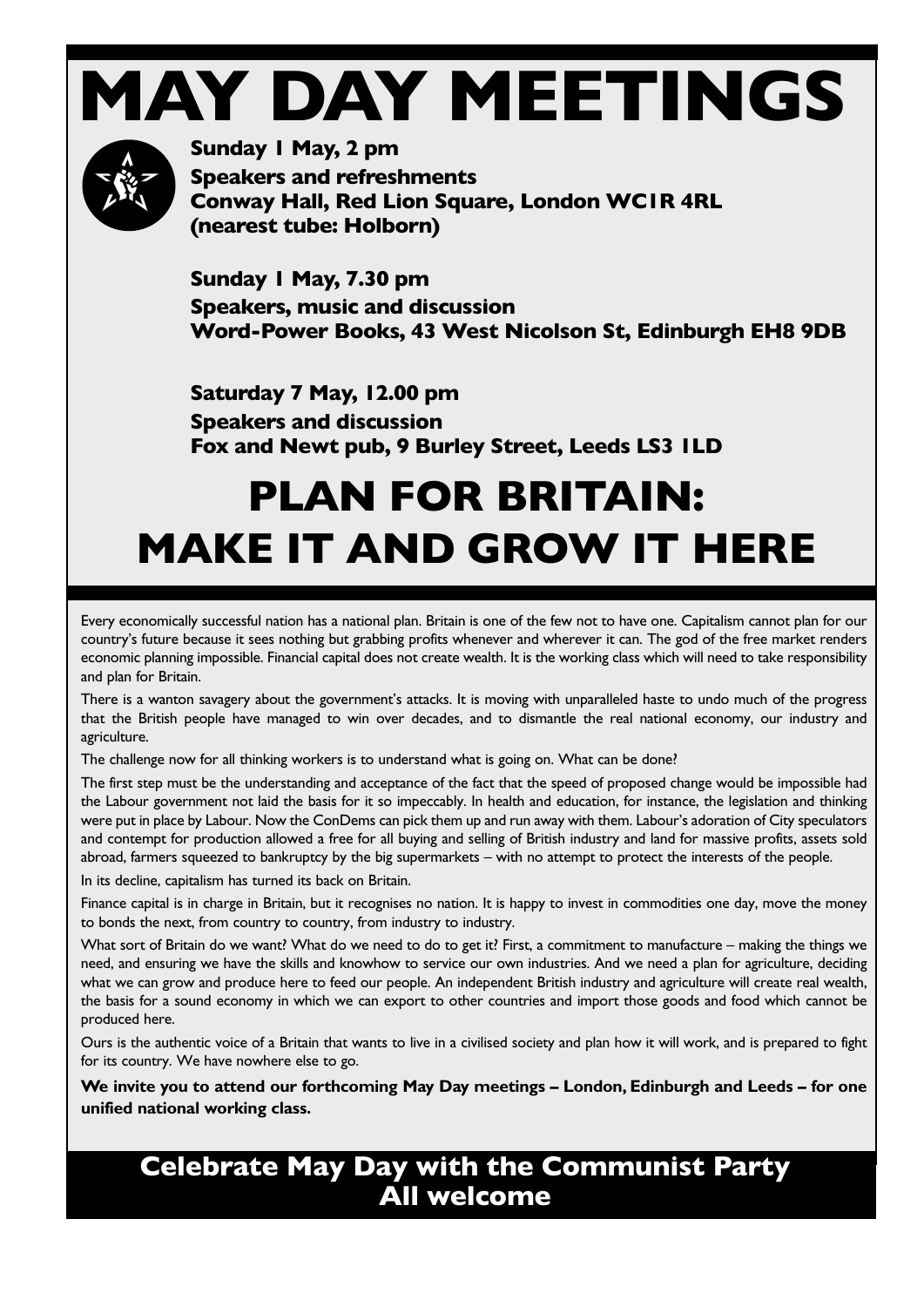# MAY DAY MEETINGS

**Sunday 1 May, 2 pm**
**Speakers and refreshments**
**Conway Hall, Red Lion Square, London WC1R 4RL**
**(nearest tube: Holborn)**

**Sunday 1 May, 7.30 pm**
**Speakers, music and discussion**
**Word-Power Books, 43 West Nicolson St, Edinburgh EH8 9DB**

**Saturday 7 May, 12.00 pm**
**Speakers and discussion**
**Fox and Newt pub, 9 Burley Street, Leeds LS3 1LD**

## PLAN FOR BRITAIN: MAKE IT AND GROW IT HERE

Every economically successful nation has a national plan. Britain is one of the few not to have one. Capitalism cannot plan for our country's future because it sees nothing but grabbing profits whenever and wherever it can. The god of the free market renders economic planning impossible. Financial capital does not create wealth. It is the working class which will need to take responsibility and plan for Britain.

There is a wanton savagery about the government's attacks. It is moving with unparalleled haste to undo much of the progress that the British people have managed to win over decades, and to dismantle the real national economy, our industry and agriculture.

The challenge now for all thinking workers is to understand what is going on. What can be done?

The first step must be the understanding and acceptance of the fact that the speed of proposed change would be impossible had the Labour government not laid the basis for it so impeccably. In health and education, for instance, the legislation and thinking were put in place by Labour. Now the ConDems can pick them up and run away with them. Labour's adoration of City speculators and contempt for production allowed a free for all buying and selling of British industry and land for massive profits, assets sold abroad, farmers squeezed to bankruptcy by the big supermarkets – with no attempt to protect the interests of the people.

In its decline, capitalism has turned its back on Britain.

Finance capital is in charge in Britain, but it recognises no nation. It is happy to invest in commodities one day, move the money to bonds the next, from country to country, from industry to industry.

What sort of Britain do we want? What do we need to do to get it? First, a commitment to manufacture – making the things we need, and ensuring we have the skills and knowhow to service our own industries. And we need a plan for agriculture, deciding what we can grow and produce here to feed our people. An independent British industry and agriculture will create real wealth, the basis for a sound economy in which we can export to other countries and import those goods and food which cannot be produced here.

Ours is the authentic voice of a Britain that wants to live in a civilised society and plan how it will work, and is prepared to fight for its country. We have nowhere else to go.

**We invite you to attend our forthcoming May Day meetings – London, Edinburgh and Leeds – for one unified national working class.**

**Celebrate May Day with the Communist Party**
**All welcome**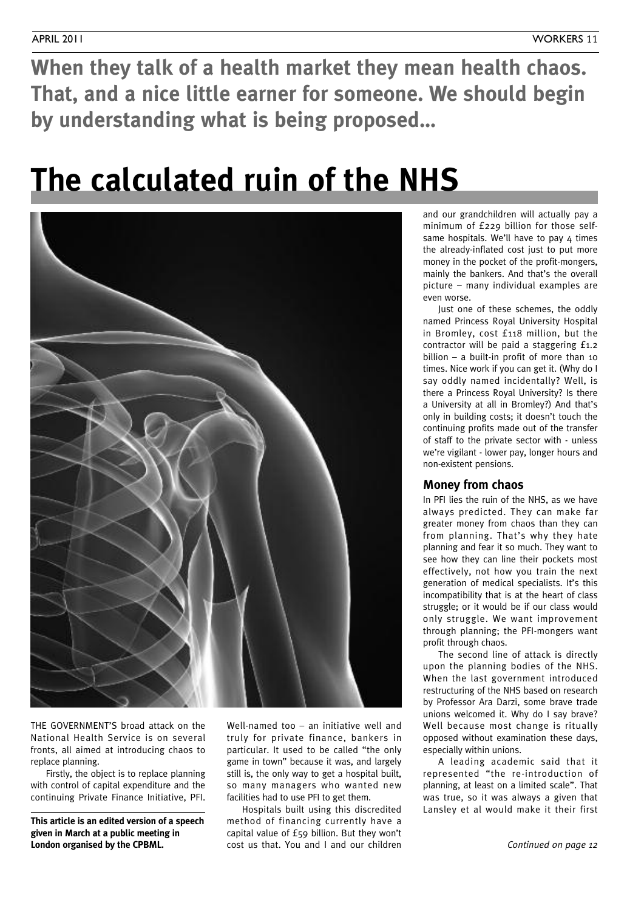**When they talk of a health market they mean health chaos. That, and a nice little earner for someone. We should begin by understanding what is being proposed…**

# The calculated ruin of the NHS

THE GOVERNMENT'S broad attack on the National Health Service is on several fronts, all aimed at introducing chaos to replace planning.

Firstly, the object is to replace planning with control of capital expenditure and the continuing Private Finance Initiative, PFI.

**This article is an edited version of a speech given in March at a public meeting in London organised by the CPBML.**

Well-named too – an initiative well and truly for private finance, bankers in particular. It used to be called "the only game in town" because it was, and largely still is, the only way to get a hospital built, so many managers who wanted new facilities had to use PFI to get them.

Hospitals built using this discredited method of financing currently have a capital value of £59 billion. But they won't cost us that. You and I and our children and our grandchildren will actually pay a minimum of £229 billion for those self-same hospitals. We'll have to pay 4 times the already-inflated cost just to put more money in the pocket of the profit-mongers, mainly the bankers. And that's the overall picture – many individual examples are even worse.

Just one of these schemes, the oddly named Princess Royal University Hospital in Bromley, cost £118 million, but the contractor will be paid a staggering £1.2 billion – a built-in profit of more than 10 times. Nice work if you can get it. (Why do I say oddly named incidentally? Well, is there a Princess Royal University? Is there a University at all in Bromley?) And that's only in building costs; it doesn't touch the continuing profits made out of the transfer of staff to the private sector with - unless we're vigilant - lower pay, longer hours and non-existent pensions.

## Money from chaos

In PFI lies the ruin of the NHS, as we have always predicted. They can make far greater money from chaos than they can from planning. That's why they hate planning and fear it so much. They want to see how they can line their pockets most effectively, not how you train the next generation of medical specialists. It's this incompatibility that is at the heart of class struggle; or it would be if our class would only struggle. We want improvement through planning; the PFI-mongers want profit through chaos.

The second line of attack is directly upon the planning bodies of the NHS. When the last government introduced restructuring of the NHS based on research by Professor Ara Darzi, some brave trade unions welcomed it. Why do I say brave? Well because most change is ritually opposed without examination these days, especially within unions.

A leading academic said that it represented "the re-introduction of planning, at least on a limited scale". That was true, so it was always a given that Lansley et al would make it their first

*Continued on page 12*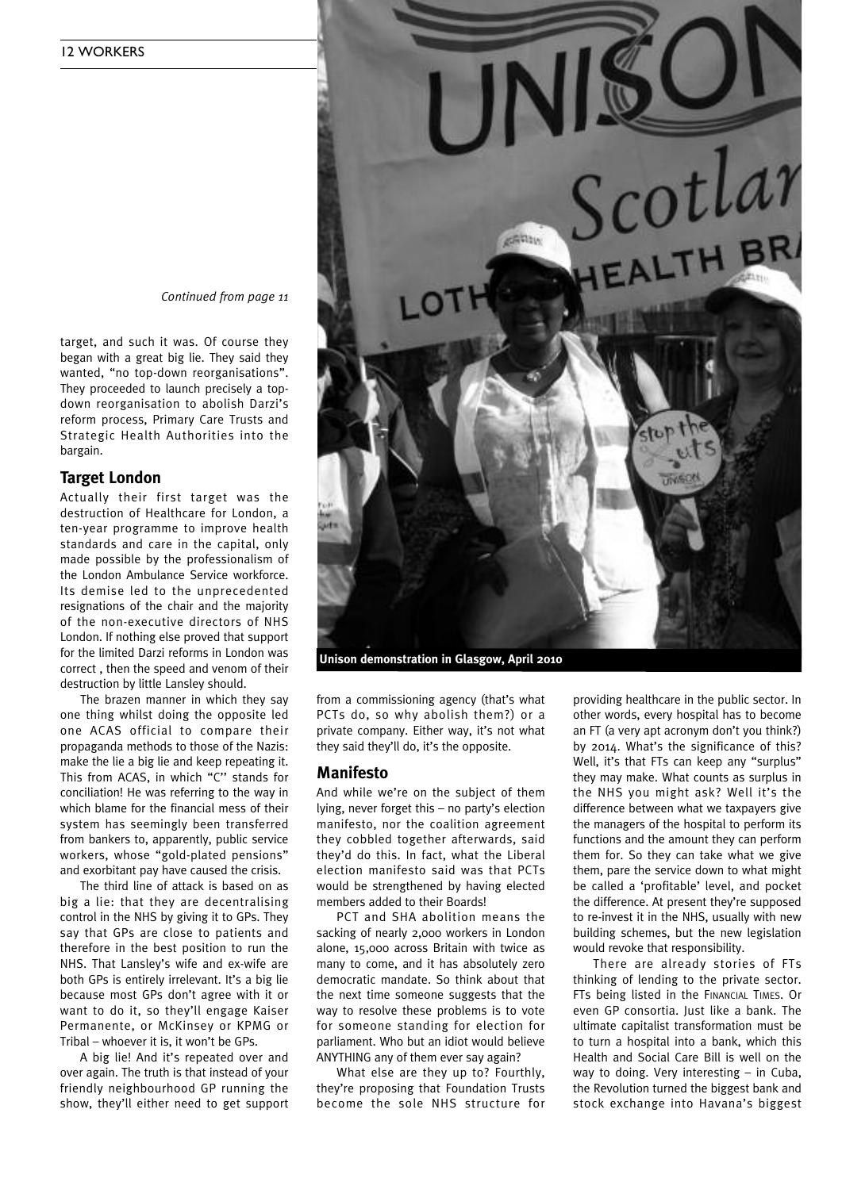*Continued from page 11*

target, and such it was. Of course they began with a great big lie. They said they wanted, "no top-down reorganisations". They proceeded to launch precisely a top-down reorganisation to abolish Darzi's reform process, Primary Care Trusts and Strategic Health Authorities into the bargain.

## Target London

Actually their first target was the destruction of Healthcare for London, a ten-year programme to improve health standards and care in the capital, only made possible by the professionalism of the London Ambulance Service workforce. Its demise led to the unprecedented resignations of the chair and the majority of the non-executive directors of NHS London. If nothing else proved that support for the limited Darzi reforms in London was correct , then the speed and venom of their destruction by little Lansley should.

The brazen manner in which they say one thing whilst doing the opposite led one ACAS official to compare their propaganda methods to those of the Nazis: make the lie a big lie and keep repeating it. This from ACAS, in which "C" stands for conciliation! He was referring to the way in which blame for the financial mess of their system has seemingly been transferred from bankers to, apparently, public service workers, whose "gold-plated pensions" and exorbitant pay have caused the crisis.

The third line of attack is based on as big a lie: that they are decentralising control in the NHS by giving it to GPs. They say that GPs are close to patients and therefore in the best position to run the NHS. That Lansley's wife and ex-wife are both GPs is entirely irrelevant. It's a big lie because most GPs don't agree with it or want to do it, so they'll engage Kaiser Permanente, or McKinsey or KPMG or Tribal – whoever it is, it won't be GPs.

A big lie! And it's repeated over and over again. The truth is that instead of your friendly neighbourhood GP running the show, they'll either need to get support from a commissioning agency (that's what PCTs do, so why abolish them?) or a private company. Either way, it's not what they said they'll do, it's the opposite.

Unison demonstration in Glasgow, April 2010

## Manifesto

And while we're on the subject of them lying, never forget this – no party's election manifesto, nor the coalition agreement they cobbled together afterwards, said they'd do this. In fact, what the Liberal election manifesto said was that PCTs would be strengthened by having elected members added to their Boards!

PCT and SHA abolition means the sacking of nearly 2,000 workers in London alone, 15,000 across Britain with twice as many to come, and it has absolutely zero democratic mandate. So think about that the next time someone suggests that the way to resolve these problems is to vote for someone standing for election for parliament. Who but an idiot would believe ANYTHING any of them ever say again?

What else are they up to? Fourthly, they're proposing that Foundation Trusts become the sole NHS structure for providing healthcare in the public sector. In other words, every hospital has to become an FT (a very apt acronym don't you think?) by 2014. What's the significance of this? Well, it's that FTs can keep any "surplus" they may make. What counts as surplus in the NHS you might ask? Well it's the difference between what we taxpayers give the managers of the hospital to perform its functions and the amount they can perform them for. So they can take what we give them, pare the service down to what might be called a 'profitable' level, and pocket the difference. At present they're supposed to re-invest it in the NHS, usually with new building schemes, but the new legislation would revoke that responsibility.

There are already stories of FTs thinking of lending to the private sector. FTs being listed in the FINANCIAL TIMES. Or even GP consortia. Just like a bank. The ultimate capitalist transformation must be to turn a hospital into a bank, which this Health and Social Care Bill is well on the way to doing. Very interesting – in Cuba, the Revolution turned the biggest bank and stock exchange into Havana's biggest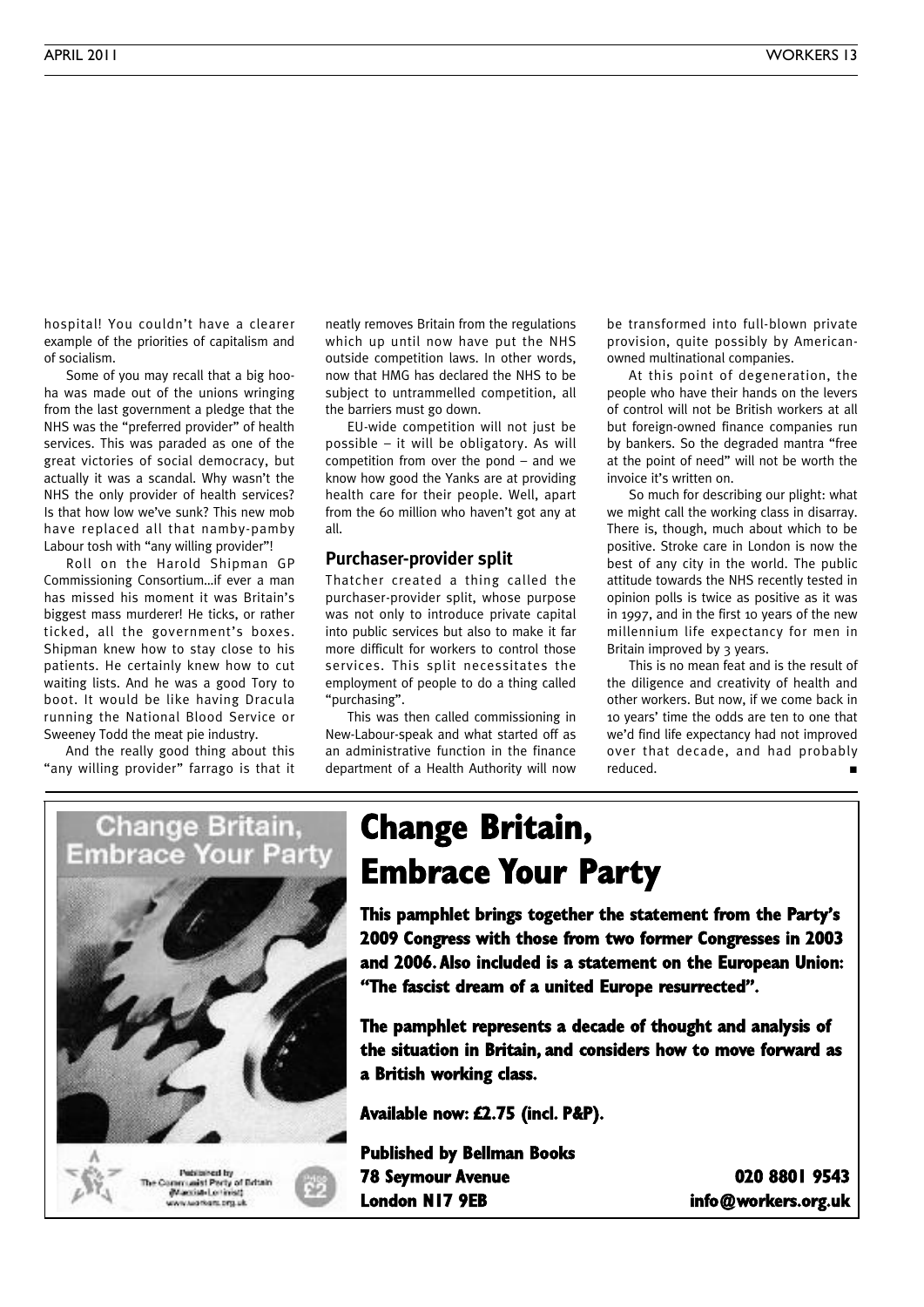hospital! You couldn't have a clearer example of the priorities of capitalism and of socialism.

Some of you may recall that a big hoo-ha was made out of the unions wringing from the last government a pledge that the NHS was the "preferred provider" of health services. This was paraded as one of the great victories of social democracy, but actually it was a scandal. Why wasn't the NHS the only provider of health services? Is that how low we've sunk? This new mob have replaced all that namby-pamby Labour tosh with "any willing provider"!

Roll on the Harold Shipman GP Commissioning Consortium…if ever a man has missed his moment it was Britain's biggest mass murderer! He ticks, or rather ticked, all the government's boxes. Shipman knew how to stay close to his patients. He certainly knew how to cut waiting lists. And he was a good Tory to boot. It would be like having Dracula running the National Blood Service or Sweeney Todd the meat pie industry.

And the really good thing about this "any willing provider" farrago is that it neatly removes Britain from the regulations which up until now have put the NHS outside competition laws. In other words, now that HMG has declared the NHS to be subject to untrammelled competition, all the barriers must go down.

EU-wide competition will not just be possible – it will be obligatory. As will competition from over the pond – and we know how good the Yanks are at providing health care for their people. Well, apart from the 60 million who haven't got any at all.

## Purchaser-provider split

Thatcher created a thing called the purchaser-provider split, whose purpose was not only to introduce private capital into public services but also to make it far more difficult for workers to control those services. This split necessitates the employment of people to do a thing called "purchasing".

This was then called commissioning in New-Labour-speak and what started off as an administrative function in the finance department of a Health Authority will now be transformed into full-blown private provision, quite possibly by American-owned multinational companies.

At this point of degeneration, the people who have their hands on the levers of control will not be British workers at all but foreign-owned finance companies run by bankers. So the degraded mantra "free at the point of need" will not be worth the invoice it's written on.

So much for describing our plight: what we might call the working class in disarray. There is, though, much about which to be positive. Stroke care in London is now the best of any city in the world. The public attitude towards the NHS recently tested in opinion polls is twice as positive as it was in 1997, and in the first 10 years of the new millennium life expectancy for men in Britain improved by 3 years.

This is no mean feat and is the result of the diligence and creativity of health and other workers. But now, if we come back in 10 years' time the odds are ten to one that we'd find life expectancy had not improved over that decade, and had probably reduced. ■

---

# Change Britain, Embrace Your Party

**This pamphlet brings together the statement from the Party's 2009 Congress with those from two former Congresses in 2003 and 2006. Also included is a statement on the European Union: "The fascist dream of a united Europe resurrected".**

**The pamphlet represents a decade of thought and analysis of the situation in Britain, and considers how to move forward as a British working class.**

**Available now: £2.75 (incl. P&P).**

**Published by Bellman Books**
**78 Seymour Avenue**
**London N17 9EB**

**020 8801 9543**
**info@workers.org.uk**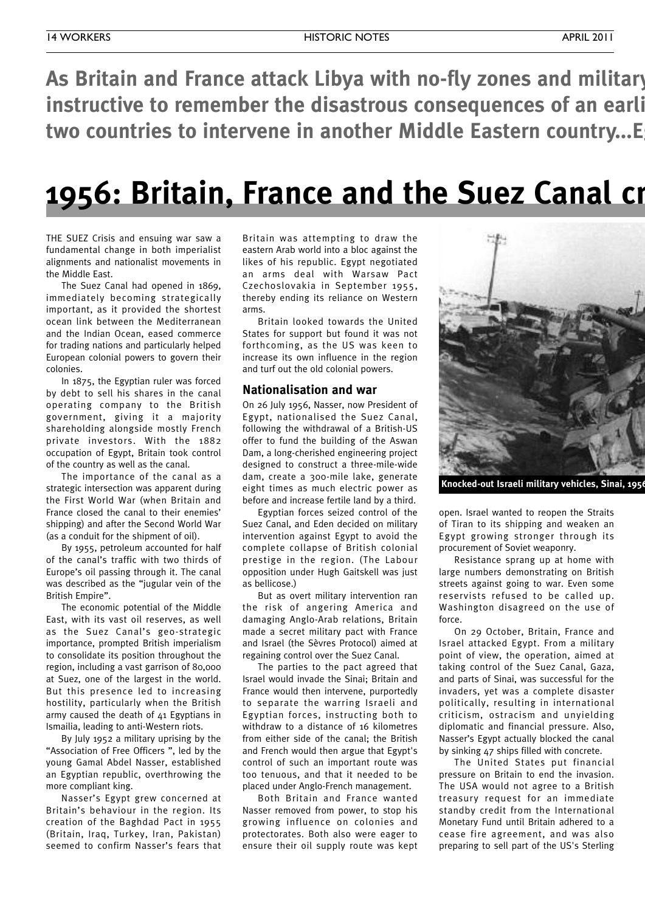**As Britain and France attack Libya with no-fly zones and military instructive to remember the disastrous consequences of an earli two countries to intervene in another Middle Eastern country...Eg**

# 1956: Britain, France and the Suez Canal cr

THE SUEZ Crisis and ensuing war saw a fundamental change in both imperialist alignments and nationalist movements in the Middle East.

The Suez Canal had opened in 1869, immediately becoming strategically important, as it provided the shortest ocean link between the Mediterranean and the Indian Ocean, eased commerce for trading nations and particularly helped European colonial powers to govern their colonies.

In 1875, the Egyptian ruler was forced by debt to sell his shares in the canal operating company to the British government, giving it a majority shareholding alongside mostly French private investors. With the 1882 occupation of Egypt, Britain took control of the country as well as the canal.

The importance of the canal as a strategic intersection was apparent during the First World War (when Britain and France closed the canal to their enemies' shipping) and after the Second World War (as a conduit for the shipment of oil).

By 1955, petroleum accounted for half of the canal's traffic with two thirds of Europe's oil passing through it. The canal was described as the "jugular vein of the British Empire".

The economic potential of the Middle East, with its vast oil reserves, as well as the Suez Canal's geo-strategic importance, prompted British imperialism to consolidate its position throughout the region, including a vast garrison of 80,000 at Suez, one of the largest in the world. But this presence led to increasing hostility, particularly when the British army caused the death of 41 Egyptians in Ismailia, leading to anti-Western riots.

By July 1952 a military uprising by the "Association of Free Officers ", led by the young Gamal Abdel Nasser, established an Egyptian republic, overthrowing the more compliant king.

Nasser's Egypt grew concerned at Britain's behaviour in the region. Its creation of the Baghdad Pact in 1955 (Britain, Iraq, Turkey, Iran, Pakistan) seemed to confirm Nasser's fears that Britain was attempting to draw the eastern Arab world into a bloc against the likes of his republic. Egypt negotiated an arms deal with Warsaw Pact Czechoslovakia in September 1955, thereby ending its reliance on Western arms.

Britain looked towards the United States for support but found it was not forthcoming, as the US was keen to increase its own influence in the region and turf out the old colonial powers.

## Nationalisation and war

On 26 July 1956, Nasser, now President of Egypt, nationalised the Suez Canal, following the withdrawal of a British-US offer to fund the building of the Aswan Dam, a long-cherished engineering project designed to construct a three-mile-wide dam, create a 300-mile lake, generate eight times as much electric power as before and increase fertile land by a third.

Egyptian forces seized control of the Suez Canal, and Eden decided on military intervention against Egypt to avoid the complete collapse of British colonial prestige in the region. (The Labour opposition under Hugh Gaitskell was just as bellicose.)

But as overt military intervention ran the risk of angering America and damaging Anglo-Arab relations, Britain made a secret military pact with France and Israel (the Sèvres Protocol) aimed at regaining control over the Suez Canal.

The parties to the pact agreed that Israel would invade the Sinai; Britain and France would then intervene, purportedly to separate the warring Israeli and Egyptian forces, instructing both to withdraw to a distance of 16 kilometres from either side of the canal; the British and French would then argue that Egypt's control of such an important route was too tenuous, and that it needed to be placed under Anglo-French management.

Both Britain and France wanted Nasser removed from power, to stop his growing influence on colonies and protectorates. Both also were eager to ensure their oil supply route was kept open. Israel wanted to reopen the Straits of Tiran to its shipping and weaken an Egypt growing stronger through its procurement of Soviet weaponry.

**Knocked-out Israeli military vehicles, Sinai, 1956**

Resistance sprang up at home with large numbers demonstrating on British streets against going to war. Even some reservists refused to be called up. Washington disagreed on the use of force.

On 29 October, Britain, France and Israel attacked Egypt. From a military point of view, the operation, aimed at taking control of the Suez Canal, Gaza, and parts of Sinai, was successful for the invaders, yet was a complete disaster politically, resulting in international criticism, ostracism and unyielding diplomatic and financial pressure. Also, Nasser's Egypt actually blocked the canal by sinking 47 ships filled with concrete.

The United States put financial pressure on Britain to end the invasion. The USA would not agree to a British treasury request for an immediate standby credit from the International Monetary Fund until Britain adhered to a cease fire agreement, and was also preparing to sell part of the US's Sterling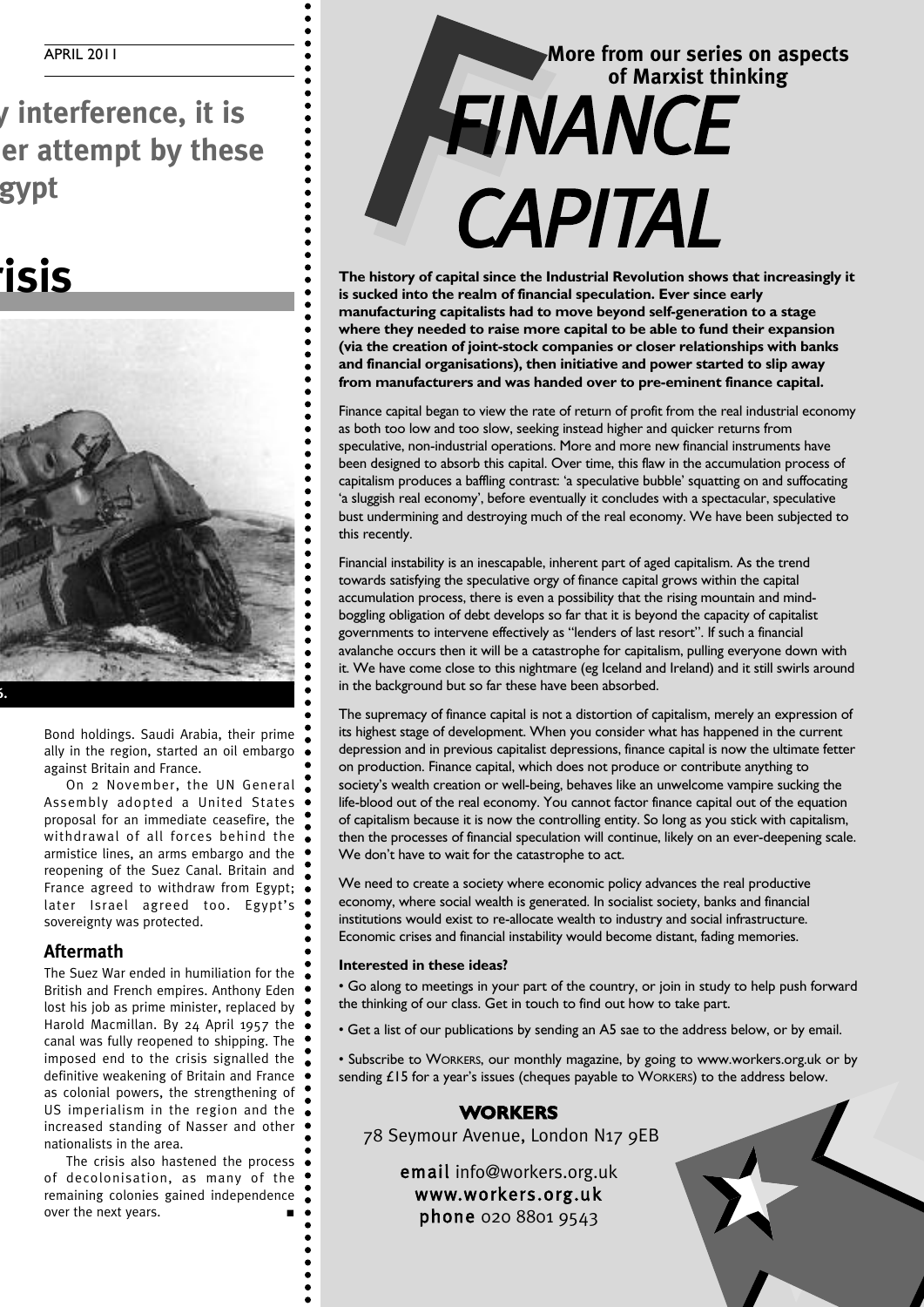y interference, it is
er attempt by these
gypt

# risis

Bond holdings. Saudi Arabia, their prime ally in the region, started an oil embargo against Britain and France.

On 2 November, the UN General Assembly adopted a United States proposal for an immediate ceasefire, the withdrawal of all forces behind the armistice lines, an arms embargo and the reopening of the Suez Canal. Britain and France agreed to withdraw from Egypt; later Israel agreed too. Egypt's sovereignty was protected.

## Aftermath

The Suez War ended in humiliation for the British and French empires. Anthony Eden lost his job as prime minister, replaced by Harold Macmillan. By 24 April 1957 the canal was fully reopened to shipping. The imposed end to the crisis signalled the definitive weakening of Britain and France as colonial powers, the strengthening of US imperialism in the region and the increased standing of Nasser and other nationalists in the area.

The crisis also hastened the process of decolonisation, as many of the remaining colonies gained independence over the next years. ■

**More from our series on aspects of Marxist thinking**

# FINANCE CAPITAL

**The history of capital since the Industrial Revolution shows that increasingly it is sucked into the realm of financial speculation. Ever since early manufacturing capitalists had to move beyond self-generation to a stage where they needed to raise more capital to be able to fund their expansion (via the creation of joint-stock companies or closer relationships with banks and financial organisations), then initiative and power started to slip away from manufacturers and was handed over to pre-eminent finance capital.**

Finance capital began to view the rate of return of profit from the real industrial economy as both too low and too slow, seeking instead higher and quicker returns from speculative, non-industrial operations. More and more new financial instruments have been designed to absorb this capital. Over time, this flaw in the accumulation process of capitalism produces a baffling contrast: 'a speculative bubble' squatting on and suffocating 'a sluggish real economy', before eventually it concludes with a spectacular, speculative bust undermining and destroying much of the real economy. We have been subjected to this recently.

Financial instability is an inescapable, inherent part of aged capitalism. As the trend towards satisfying the speculative orgy of finance capital grows within the capital accumulation process, there is even a possibility that the rising mountain and mind-boggling obligation of debt develops so far that it is beyond the capacity of capitalist governments to intervene effectively as "lenders of last resort". If such a financial avalanche occurs then it will be a catastrophe for capitalism, pulling everyone down with it. We have come close to this nightmare (eg Iceland and Ireland) and it still swirls around in the background but so far these have been absorbed.

The supremacy of finance capital is not a distortion of capitalism, merely an expression of its highest stage of development. When you consider what has happened in the current depression and in previous capitalist depressions, finance capital is now the ultimate fetter on production. Finance capital, which does not produce or contribute anything to society's wealth creation or well-being, behaves like an unwelcome vampire sucking the life-blood out of the real economy. You cannot factor finance capital out of the equation of capitalism because it is now the controlling entity. So long as you stick with capitalism, then the processes of financial speculation will continue, likely on an ever-deepening scale. We don't have to wait for the catastrophe to act.

We need to create a society where economic policy advances the real productive economy, where social wealth is generated. In socialist society, banks and financial institutions would exist to re-allocate wealth to industry and social infrastructure. Economic crises and financial instability would become distant, fading memories.

**Interested in these ideas?**

- Go along to meetings in your part of the country, or join in study to help push forward the thinking of our class. Get in touch to find out how to take part.
- Get a list of our publications by sending an A5 sae to the address below, or by email.
- Subscribe to WORKERS, our monthly magazine, by going to www.workers.org.uk or by sending £15 for a year's issues (cheques payable to WORKERS) to the address below.

**WORKERS**
78 Seymour Avenue, London N17 9EB

**email** info@workers.org.uk
**www.workers.org.uk**
**phone** 020 8801 9543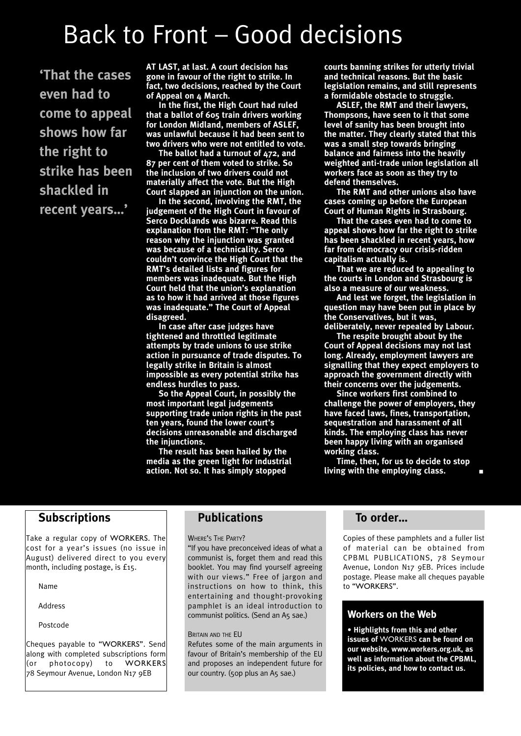# Back to Front – Good decisions

**'That the cases even had to come to appeal shows how far the right to strike has been shackled in recent years...'**

**AT LAST, at last. A court decision has gone in favour of the right to strike. In fact, two decisions, reached by the Court of Appeal on 4 March.**

**In the first, the High Court had ruled that a ballot of 605 train drivers working for London Midland, members of ASLEF, was unlawful because it had been sent to two drivers who were not entitled to vote.**

**The ballot had a turnout of 472, and 87 per cent of them voted to strike. So the inclusion of two drivers could not materially affect the vote. But the High Court slapped an injunction on the union.**

**In the second, involving the RMT, the judgement of the High Court in favour of Serco Docklands was bizarre. Read this explanation from the RMT: "The only reason why the injunction was granted was because of a technicality. Serco couldn't convince the High Court that the RMT's detailed lists and figures for members was inadequate. But the High Court held that the union's explanation as to how it had arrived at those figures was inadequate." The Court of Appeal disagreed.**

**In case after case judges have tightened and throttled legitimate attempts by trade unions to use strike action in pursuance of trade disputes. To legally strike in Britain is almost impossible as every potential strike has endless hurdles to pass.**

**So the Appeal Court, in possibly the most important legal judgements supporting trade union rights in the past ten years, found the lower court's decisions unreasonable and discharged the injunctions.**

**The result has been hailed by the media as the green light for industrial action. Not so. It has simply stopped courts banning strikes for utterly trivial and technical reasons. But the basic legislation remains, and still represents a formidable obstacle to struggle.**

**ASLEF, the RMT and their lawyers, Thompsons, have seen to it that some level of sanity has been brought into the matter. They clearly stated that this was a small step towards bringing balance and fairness into the heavily weighted anti-trade union legislation all workers face as soon as they try to defend themselves.**

**The RMT and other unions also have cases coming up before the European Court of Human Rights in Strasbourg.**

**That the cases even had to come to appeal shows how far the right to strike has been shackled in recent years, how far from democracy our crisis-ridden capitalism actually is.**

**That we are reduced to appealing to the courts in London and Strasbourg is also a measure of our weakness.**

**And lest we forget, the legislation in question may have been put in place by the Conservatives, but it was, deliberately, never repealed by Labour.**

**The respite brought about by the Court of Appeal decisions may not last long. Already, employment lawyers are signalling that they expect employers to approach the government directly with their concerns over the judgements.**

**Since workers first combined to challenge the power of employers, they have faced laws, fines, transportation, sequestration and harassment of all kinds. The employing class has never been happy living with an organised working class.**

**Time, then, for us to decide to stop living with the employing class.** ■

## Subscriptions

Take a regular copy of WORKERS. The cost for a year's issues (no issue in August) delivered direct to you every month, including postage, is £15.

Name

Address

Postcode

Cheques payable to "WORKERS". Send along with completed subscriptions form (or photocopy) to WORKERS 78 Seymour Avenue, London N17 9EB

## Publications

WHERE'S THE PARTY?

"If you have preconceived ideas of what a communist is, forget them and read this booklet. You may find yourself agreeing with our views." Free of jargon and instructions on how to think, this entertaining and thought-provoking pamphlet is an ideal introduction to communist politics. (Send an A5 sae.)

BRITAIN AND THE EU

Refutes some of the main arguments in favour of Britain's membership of the EU and proposes an independent future for our country. (50p plus an A5 sae.)

## To order...

Copies of these pamphlets and a fuller list of material can be obtained from CPBML PUBLICATIONS, 78 Seymour Avenue, London N17 9EB. Prices include postage. Please make all cheques payable to "WORKERS".

### Workers on the Web

- **Highlights from this and other issues of** WORKERS **can be found on our website, www.workers.org.uk, as well as information about the CPBML, its policies, and how to contact us.**